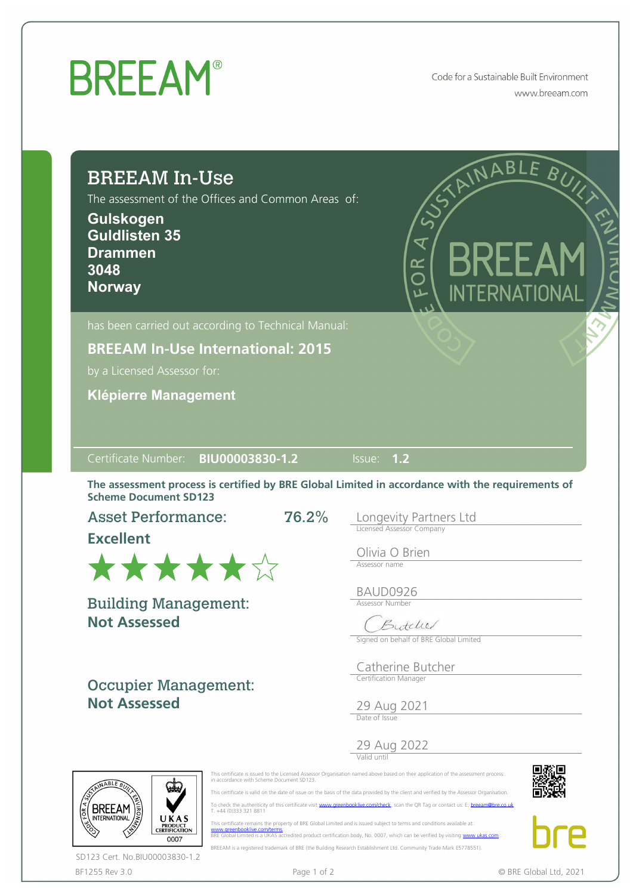# BREEAM®

Code for a Sustainable Built Environment
www.breeam.com

## BREEAM In-Use

The assessment of the Offices and Common Areas of:

**Gulskogen**
**Guldlisten 35**
**Drammen**
**3048**
**Norway**

has been carried out according to Technical Manual:

**BREEAM In-Use International: 2015**

by a Licensed Assessor for:

**Klépierre Management**

Certificate Number: **BIU00003830-1.2** Issue: **1.2**

**The assessment process is certified by BRE Global Limited in accordance with the requirements of Scheme Document SD123**

### Asset Performance: 76.2%

**Excellent**

★★★★★☆

### Building Management:

**Not Assessed**

### Occupier Management:

**Not Assessed**

Longevity Partners Ltd
Licensed Assessor Company

Olivia O Brien
Assessor name

BAUD0926
Assessor Number

Signed on behalf of BRE Global Limited

Catherine Butcher
Certification Manager

29 Aug 2021
Date of Issue

29 Aug 2022
Valid until

This certificate is issued to the Licensed Assessor Organisation named above based on their application of the assessment process in accordance with Scheme Document SD123.

This certificate is valid on the date of issue on the basis of the data provided by the client and verified by the Assessor Organisation.

To check the authenticity of this certificate visit www.greenbooklive.com/check, scan the QR Tag or contact us: E: breeam@bre.co.uk T. +44 (0)333 321 8811

This certificate remains the property of BRE Global Limited and is issued subject to terms and conditions available at www.greenbooklive.com/terms
BRE Global Limited is a UKAS accredited product certification body, No. 0007, which can be verified by visiting www.ukas.com

BREEAM is a registered trademark of BRE (the Building Research Establishment Ltd. Community Trade Mark E5778551).

SD123 Cert. No.BIU00003830-1.2

BF1255 Rev 3.0

© BRE Global Ltd, 2021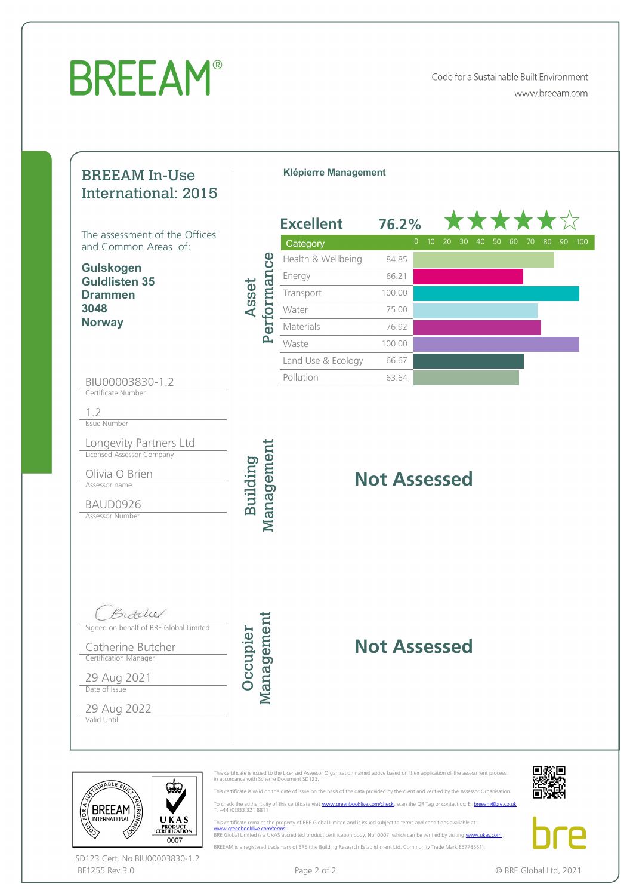# BREEAM®

Code for a Sustainable Built Environment
www.breeam.com

## BREEAM In-Use International: 2015

The assessment of the Offices and Common Areas of:

**Gulskogen**
**Guldlisten 35**
**Drammen**
**3048**
**Norway**

BIU00003830-1.2
Certificate Number

1.2
Issue Number

Longevity Partners Ltd
Licensed Assessor Company

Olivia O Brien
Assessor name

BAUD0926
Assessor Number

Signed on behalf of BRE Global Limited

Catherine Butcher
Certification Manager

29 Aug 2021
Date of Issue

29 Aug 2022
Valid Until

**Klépierre Management**

### Asset Performance

**Excellent** **76.2%** ★★★★★☆

Category
0 10 20 30 40 50 60 70 80 90 100

Health & Wellbeing 84.85
Energy 66.21
Transport 100.00
Water 75.00
Materials 76.92
Waste 100.00
Land Use & Ecology 66.67
Pollution 63.64

### Building Management

**Not Assessed**

### Occupier Management

**Not Assessed**

This certificate is issued to the Licensed Assessor Organisation named above based on their application of the assessment process in accordance with Scheme Document SD123.

This certificate is valid on the date of issue on the basis of the data provided by the client and verified by the Assessor Organisation.

To check the authenticity of this certificate visit www.greenbooklive.com/check, scan the QR Tag or contact us: E: breeam@bre.co.uk T. +44 (0)333 321 8811

This certificate remains the property of BRE Global Limited and is issued subject to terms and conditions available at: www.greenbooklive.com/terms
BRE Global Limited is a UKAS accredited product certification body, No. 0007, which can be verified by visiting www.ukas.com

BREEAM is a registered trademark of BRE (the Building Research Establishment Ltd. Community Trade Mark E5778551).

SD123 Cert. No.BIU00003830-1.2
BF1255 Rev 3.0

© BRE Global Ltd, 2021